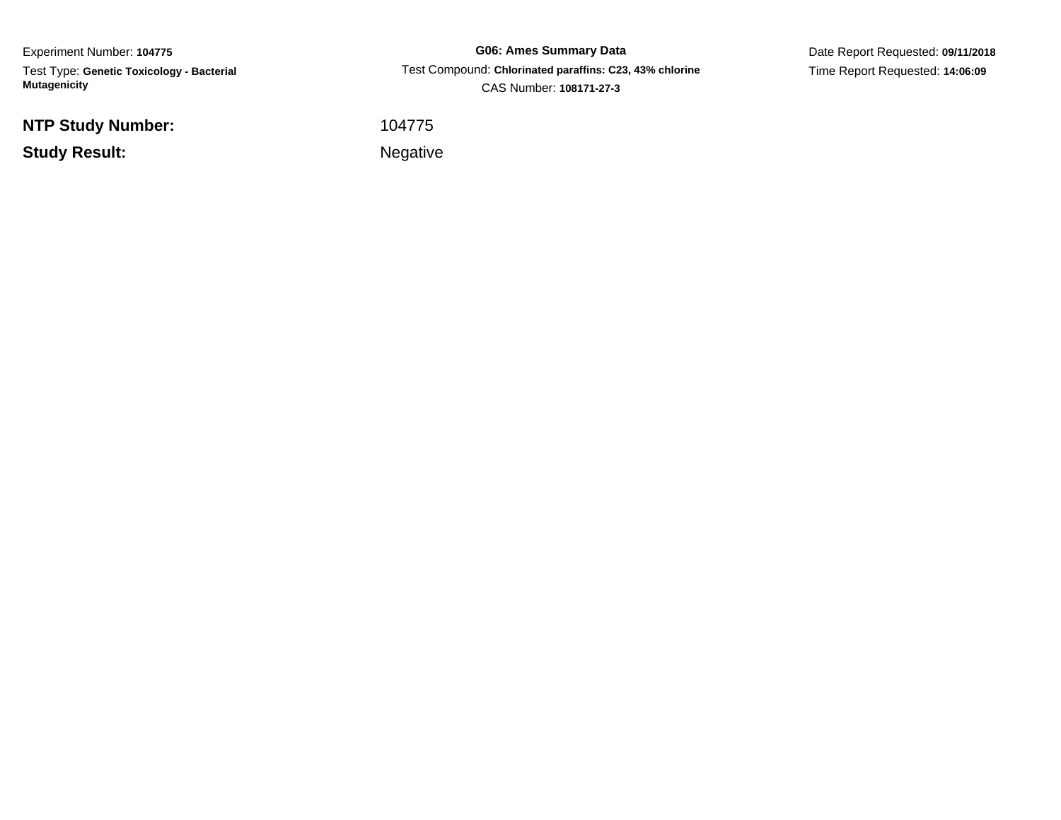Experiment Number: **104775**

Test Type: **Genetic Toxicology - Bacterial Mutagenicity**

**G06: Ames Summary Data**

Test Compound: **Chlorinated paraffins: C23, 43% chlorine**

CAS Number: **108171-27-3**

Date Report Requested: **09/11/2018**

Time Report Requested: **14:06:09**

**NTP Study Number:** 104775

**Study Result:** Negative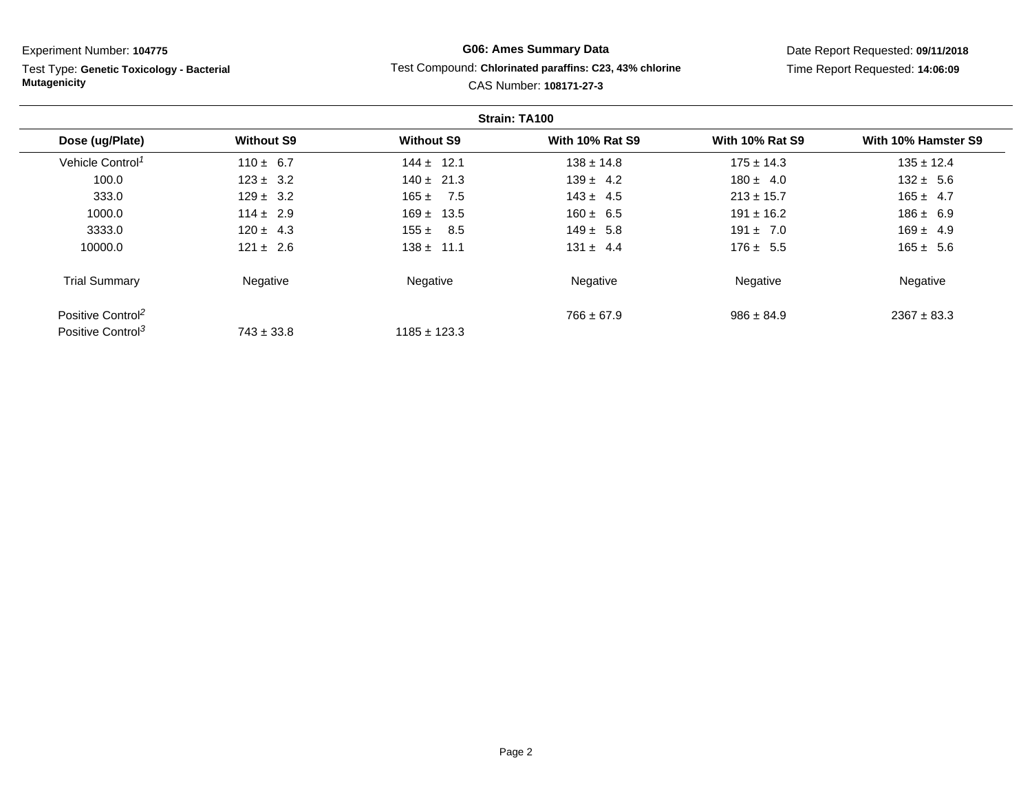Experiment Number: **104775**

Test Type: **Genetic Toxicology - Bacterial Mutagenicity**

**G06: Ames Summary Data**

Test Compound: **Chlorinated paraffins: C23, 43% chlorine**

CAS Number: **108171-27-3**

Date Report Requested: **09/11/2018**

Time Report Requested: **14:06:09**

**Strain: TA100**

| Dose (ug/Plate) | Without S9 | Without S9 | With 10% Rat S9 | With 10% Rat S9 | With 10% Hamster S9 |
|---|---|---|---|---|---|
| Vehicle Control[1] | 110 ± 6.7 | 144 ± 12.1 | 138 ± 14.8 | 175 ± 14.3 | 135 ± 12.4 |
| 100.0 | 123 ± 3.2 | 140 ± 21.3 | 139 ± 4.2 | 180 ± 4.0 | 132 ± 5.6 |
| 333.0 | 129 ± 3.2 | 165 ± 7.5 | 143 ± 4.5 | 213 ± 15.7 | 165 ± 4.7 |
| 1000.0 | 114 ± 2.9 | 169 ± 13.5 | 160 ± 6.5 | 191 ± 16.2 | 186 ± 6.9 |
| 3333.0 | 120 ± 4.3 | 155 ± 8.5 | 149 ± 5.8 | 191 ± 7.0 | 169 ± 4.9 |
| 10000.0 | 121 ± 2.6 | 138 ± 11.1 | 131 ± 4.4 | 176 ± 5.5 | 165 ± 5.6 |
| Trial Summary | Negative | Negative | Negative | Negative | Negative |
| Positive Control[2] | | | 766 ± 67.9 | 986 ± 84.9 | 2367 ± 83.3 |
| Positive Control[3] | 743 ± 33.8 | 1185 ± 123.3 | | | |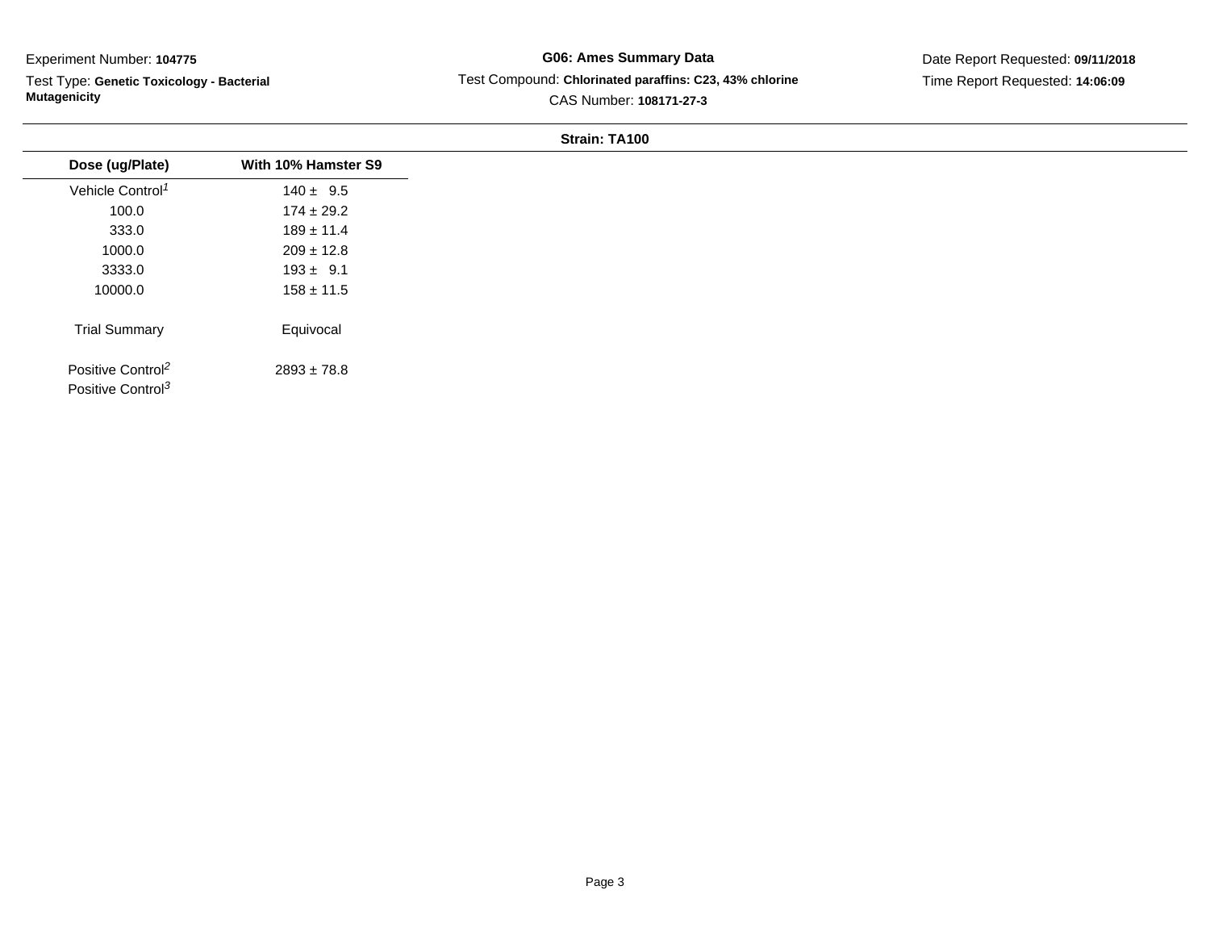Experiment Number: **104775**

Test Type: **Genetic Toxicology - Bacterial Mutagenicity**

**G06: Ames Summary Data**

Test Compound: **Chlorinated paraffins: C23, 43% chlorine**

CAS Number: **108171-27-3**

Date Report Requested: **09/11/2018**

Time Report Requested: **14:06:09**

**Strain: TA100**

| Dose (ug/Plate) | With 10% Hamster S9 |
|---|---|
| Vehicle Control[1] | 140 ± 9.5 |
| 100.0 | 174 ± 29.2 |
| 333.0 | 189 ± 11.4 |
| 1000.0 | 209 ± 12.8 |
| 3333.0 | 193 ± 9.1 |
| 10000.0 | 158 ± 11.5 |
| Trial Summary | Equivocal |
| Positive Control[2] | 2893 ± 78.8 |
| Positive Control[3] | |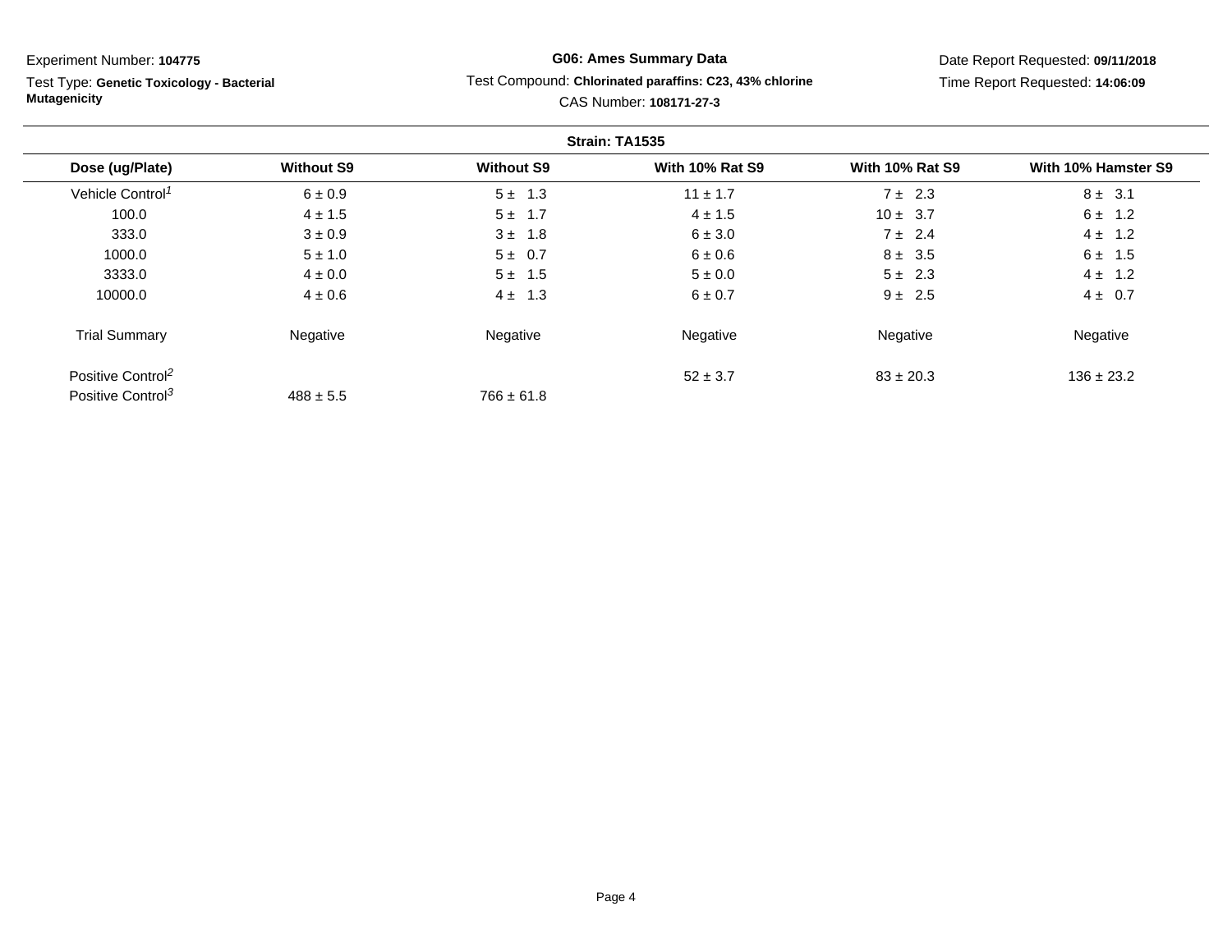Experiment Number: **104775**

Test Type: **Genetic Toxicology - Bacterial Mutagenicity**

**G06: Ames Summary Data**

Test Compound: **Chlorinated paraffins: C23, 43% chlorine**

CAS Number: **108171-27-3**

Date Report Requested: **09/11/2018**

Time Report Requested: **14:06:09**

**Strain: TA1535**

| Dose (ug/Plate) | Without S9 | Without S9 | With 10% Rat S9 | With 10% Rat S9 | With 10% Hamster S9 |
|---|---|---|---|---|---|
| Vehicle Control[1] | 6 ± 0.9 | 5 ± 1.3 | 11 ± 1.7 | 7 ± 2.3 | 8 ± 3.1 |
| 100.0 | 4 ± 1.5 | 5 ± 1.7 | 4 ± 1.5 | 10 ± 3.7 | 6 ± 1.2 |
| 333.0 | 3 ± 0.9 | 3 ± 1.8 | 6 ± 3.0 | 7 ± 2.4 | 4 ± 1.2 |
| 1000.0 | 5 ± 1.0 | 5 ± 0.7 | 6 ± 0.6 | 8 ± 3.5 | 6 ± 1.5 |
| 3333.0 | 4 ± 0.0 | 5 ± 1.5 | 5 ± 0.0 | 5 ± 2.3 | 4 ± 1.2 |
| 10000.0 | 4 ± 0.6 | 4 ± 1.3 | 6 ± 0.7 | 9 ± 2.5 | 4 ± 0.7 |
| Trial Summary | Negative | Negative | Negative | Negative | Negative |
| Positive Control[2] | | | 52 ± 3.7 | 83 ± 20.3 | 136 ± 23.2 |
| Positive Control[3] | 488 ± 5.5 | 766 ± 61.8 | | | |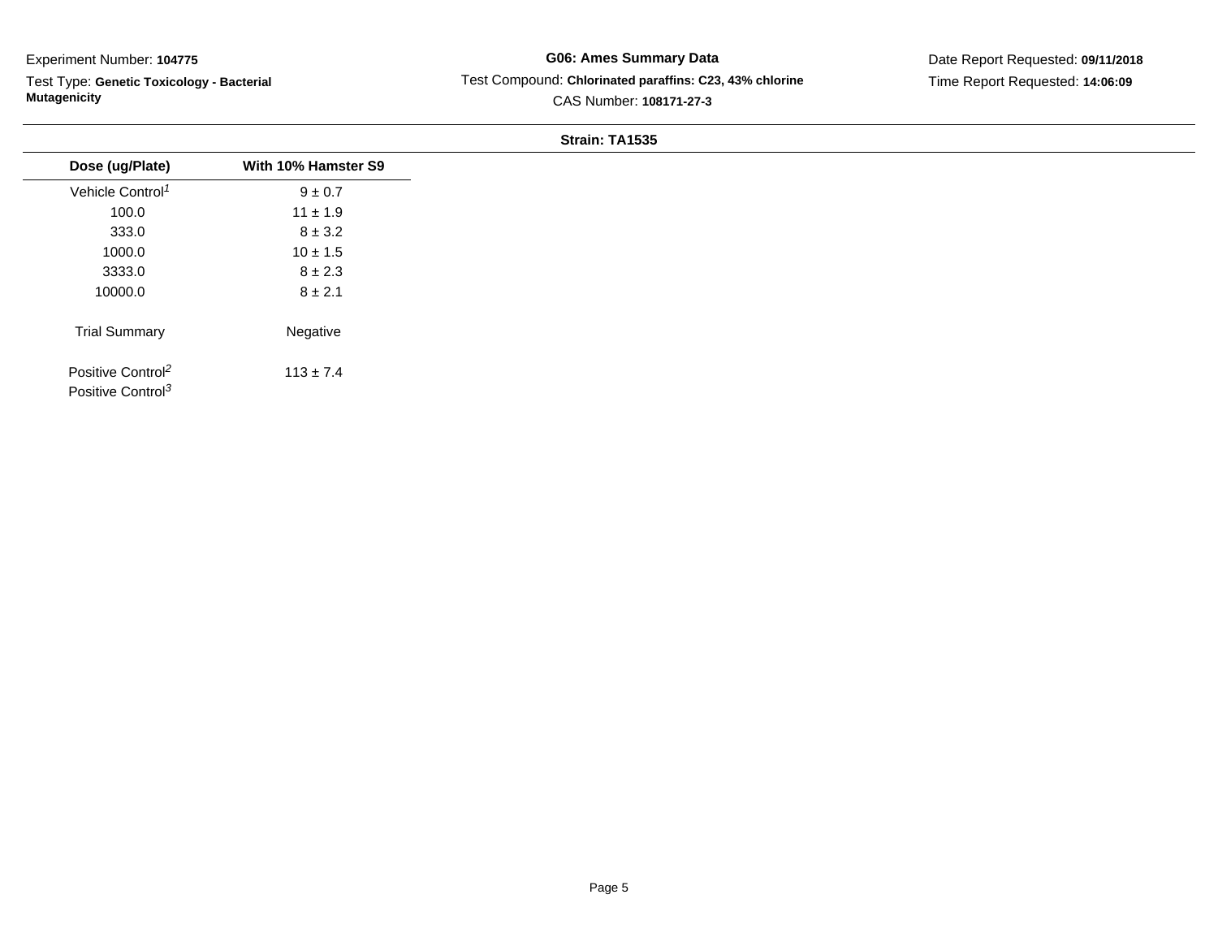Experiment Number: **104775**

Test Type: **Genetic Toxicology - Bacterial Mutagenicity**

**G06: Ames Summary Data**

Test Compound: **Chlorinated paraffins: C23, 43% chlorine**

CAS Number: **108171-27-3**

Date Report Requested: **09/11/2018**

Time Report Requested: **14:06:09**

**Strain: TA1535**

| Dose (ug/Plate) | With 10% Hamster S9 |
|---|---|
| Vehicle Control[1] | 9 ± 0.7 |
| 100.0 | 11 ± 1.9 |
| 333.0 | 8 ± 3.2 |
| 1000.0 | 10 ± 1.5 |
| 3333.0 | 8 ± 2.3 |
| 10000.0 | 8 ± 2.1 |
| Trial Summary | Negative |
| Positive Control[2] | 113 ± 7.4 |
| Positive Control[3] | |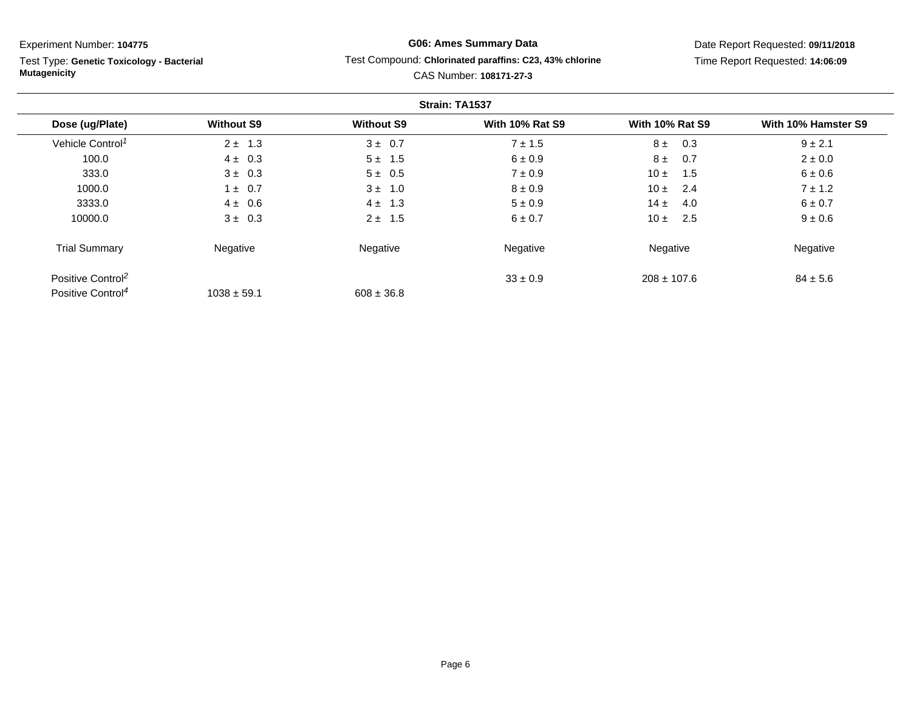Experiment Number: **104775**

Test Type: **Genetic Toxicology - Bacterial Mutagenicity**

**G06: Ames Summary Data**

Test Compound: **Chlorinated paraffins: C23, 43% chlorine**

CAS Number: **108171-27-3**

Date Report Requested: **09/11/2018**

Time Report Requested: **14:06:09**

**Strain: TA1537**

| Dose (ug/Plate) | Without S9 | Without S9 | With 10% Rat S9 | With 10% Rat S9 | With 10% Hamster S9 |
|---|---|---|---|---|---|
| Vehicle Control[1] | 2 ± 1.3 | 3 ± 0.7 | 7 ± 1.5 | 8 ± 0.3 | 9 ± 2.1 |
| 100.0 | 4 ± 0.3 | 5 ± 1.5 | 6 ± 0.9 | 8 ± 0.7 | 2 ± 0.0 |
| 333.0 | 3 ± 0.3 | 5 ± 0.5 | 7 ± 0.9 | 10 ± 1.5 | 6 ± 0.6 |
| 1000.0 | 1 ± 0.7 | 3 ± 1.0 | 8 ± 0.9 | 10 ± 2.4 | 7 ± 1.2 |
| 3333.0 | 4 ± 0.6 | 4 ± 1.3 | 5 ± 0.9 | 14 ± 4.0 | 6 ± 0.7 |
| 10000.0 | 3 ± 0.3 | 2 ± 1.5 | 6 ± 0.7 | 10 ± 2.5 | 9 ± 0.6 |
| Trial Summary | Negative | Negative | Negative | Negative | Negative |
| Positive Control[2] | | | 33 ± 0.9 | 208 ± 107.6 | 84 ± 5.6 |
| Positive Control[4] | 1038 ± 59.1 | 608 ± 36.8 | | | |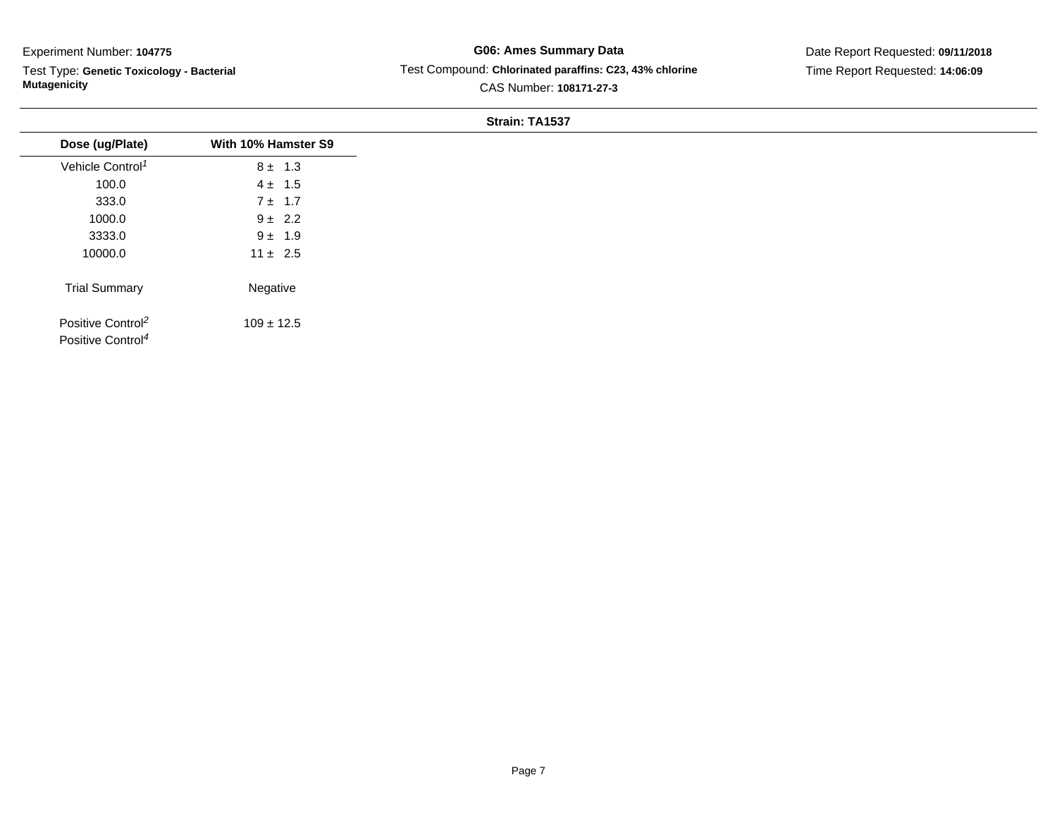Experiment Number: **104775**

Test Type: **Genetic Toxicology - Bacterial Mutagenicity**

**G06: Ames Summary Data**

Test Compound: **Chlorinated paraffins: C23, 43% chlorine**

CAS Number: **108171-27-3**

Date Report Requested: **09/11/2018**

Time Report Requested: **14:06:09**

**Strain: TA1537**

| Dose (ug/Plate) | With 10% Hamster S9 |
|---|---|
| Vehicle Control[1] | 8 ± 1.3 |
| 100.0 | 4 ± 1.5 |
| 333.0 | 7 ± 1.7 |
| 1000.0 | 9 ± 2.2 |
| 3333.0 | 9 ± 1.9 |
| 10000.0 | 11 ± 2.5 |
| Trial Summary | Negative |
| Positive Control[2] | 109 ± 12.5 |
| Positive Control[4] | |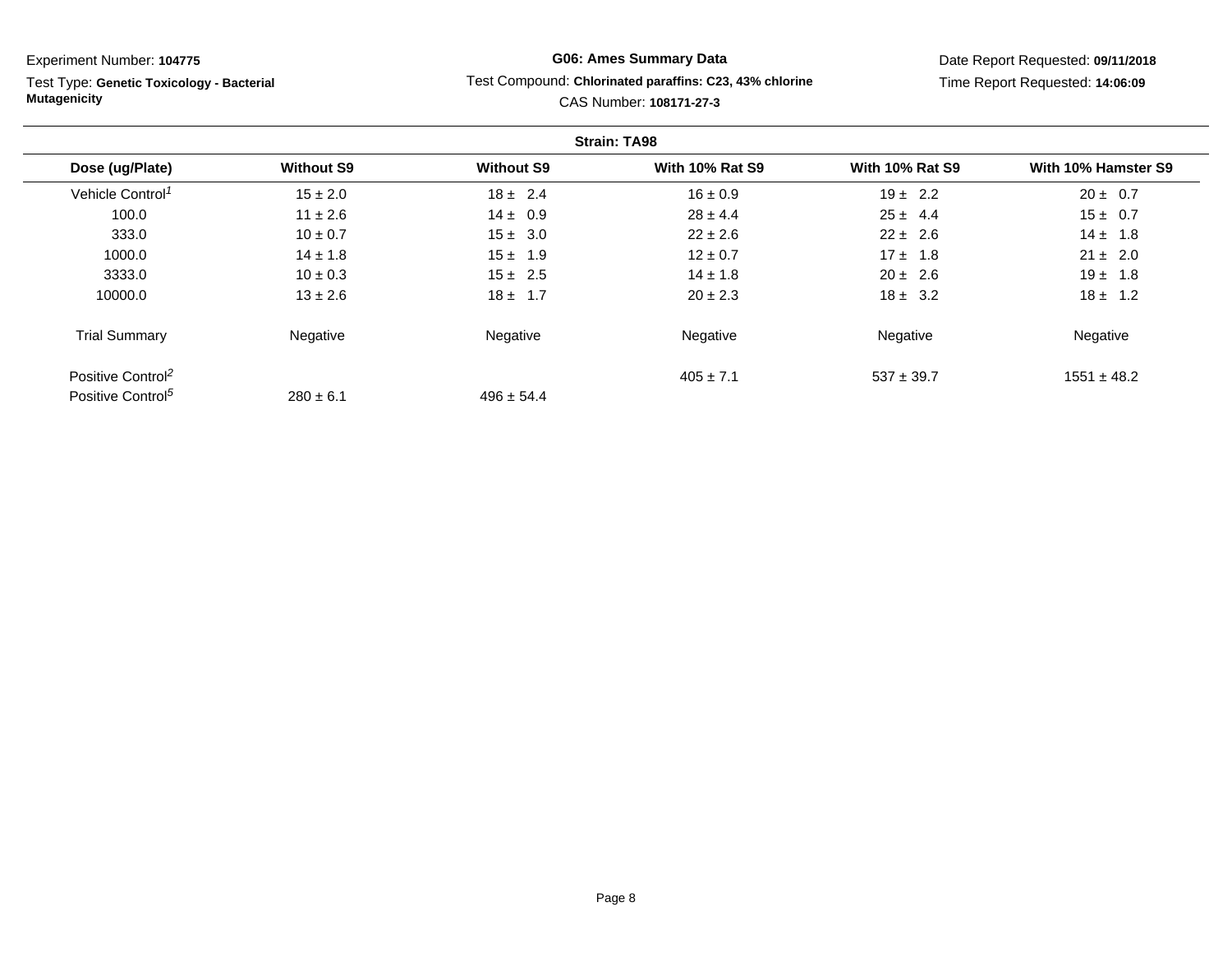Experiment Number: **104775**

Test Type: **Genetic Toxicology - Bacterial Mutagenicity**

**G06: Ames Summary Data**

Test Compound: **Chlorinated paraffins: C23, 43% chlorine**

CAS Number: **108171-27-3**

Date Report Requested: **09/11/2018**

Time Report Requested: **14:06:09**

**Strain: TA98**

| Dose (ug/Plate) | Without S9 | Without S9 | With 10% Rat S9 | With 10% Rat S9 | With 10% Hamster S9 |
|---|---|---|---|---|---|
| Vehicle Control[1] | 15 ± 2.0 | 18 ± 2.4 | 16 ± 0.9 | 19 ± 2.2 | 20 ± 0.7 |
| 100.0 | 11 ± 2.6 | 14 ± 0.9 | 28 ± 4.4 | 25 ± 4.4 | 15 ± 0.7 |
| 333.0 | 10 ± 0.7 | 15 ± 3.0 | 22 ± 2.6 | 22 ± 2.6 | 14 ± 1.8 |
| 1000.0 | 14 ± 1.8 | 15 ± 1.9 | 12 ± 0.7 | 17 ± 1.8 | 21 ± 2.0 |
| 3333.0 | 10 ± 0.3 | 15 ± 2.5 | 14 ± 1.8 | 20 ± 2.6 | 19 ± 1.8 |
| 10000.0 | 13 ± 2.6 | 18 ± 1.7 | 20 ± 2.3 | 18 ± 3.2 | 18 ± 1.2 |
| Trial Summary | Negative | Negative | Negative | Negative | Negative |
| Positive Control[2] | | | 405 ± 7.1 | 537 ± 39.7 | 1551 ± 48.2 |
| Positive Control[5] | 280 ± 6.1 | 496 ± 54.4 | | | |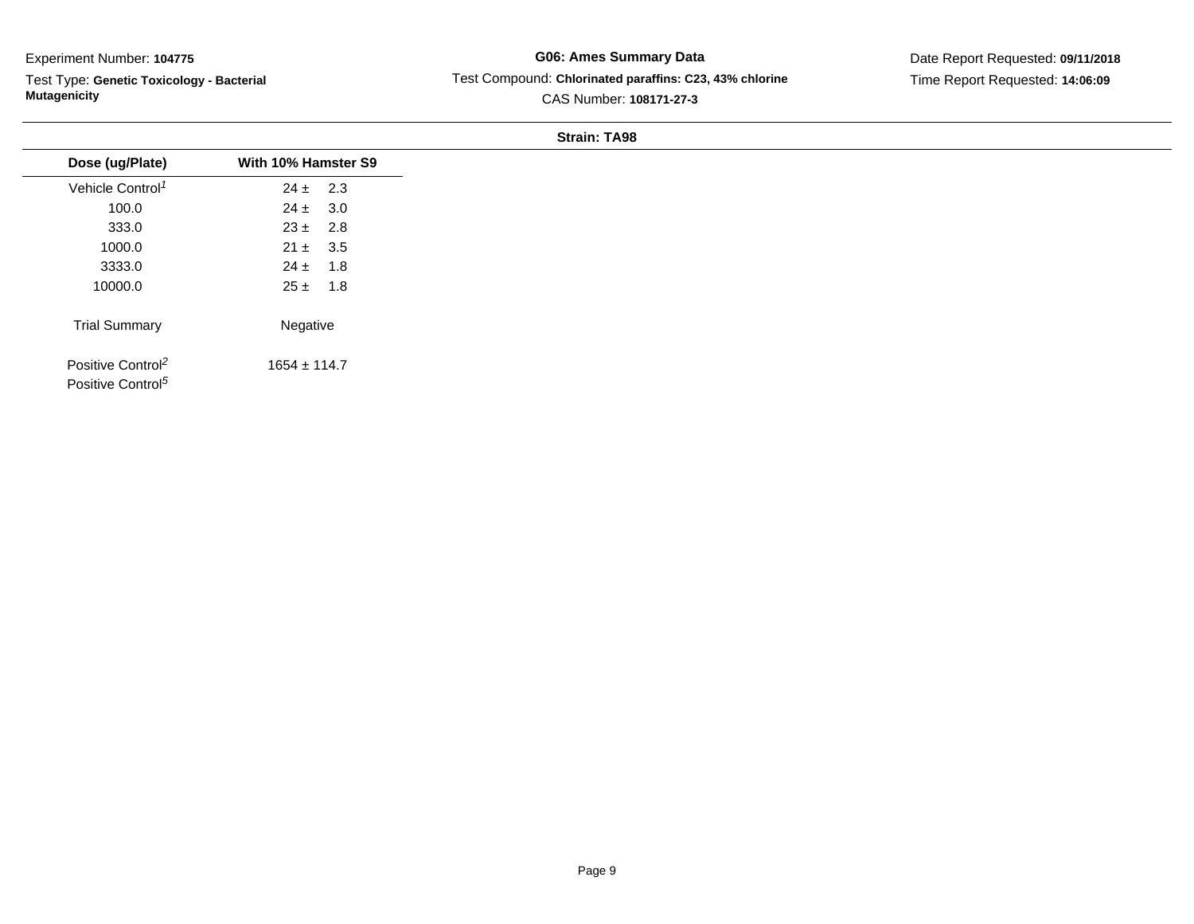Experiment Number: **104775**

Test Type: **Genetic Toxicology - Bacterial Mutagenicity**

**G06: Ames Summary Data**

Test Compound: **Chlorinated paraffins: C23, 43% chlorine**

CAS Number: **108171-27-3**

Date Report Requested: **09/11/2018**

Time Report Requested: **14:06:09**

**Strain: TA98**

| Dose (ug/Plate) | With 10% Hamster S9 |
|---|---|
| Vehicle Control[1] | 24 ± 2.3 |
| 100.0 | 24 ± 3.0 |
| 333.0 | 23 ± 2.8 |
| 1000.0 | 21 ± 3.5 |
| 3333.0 | 24 ± 1.8 |
| 10000.0 | 25 ± 1.8 |
| Trial Summary | Negative |
| Positive Control[2] | 1654 ± 114.7 |
| Positive Control[5] | |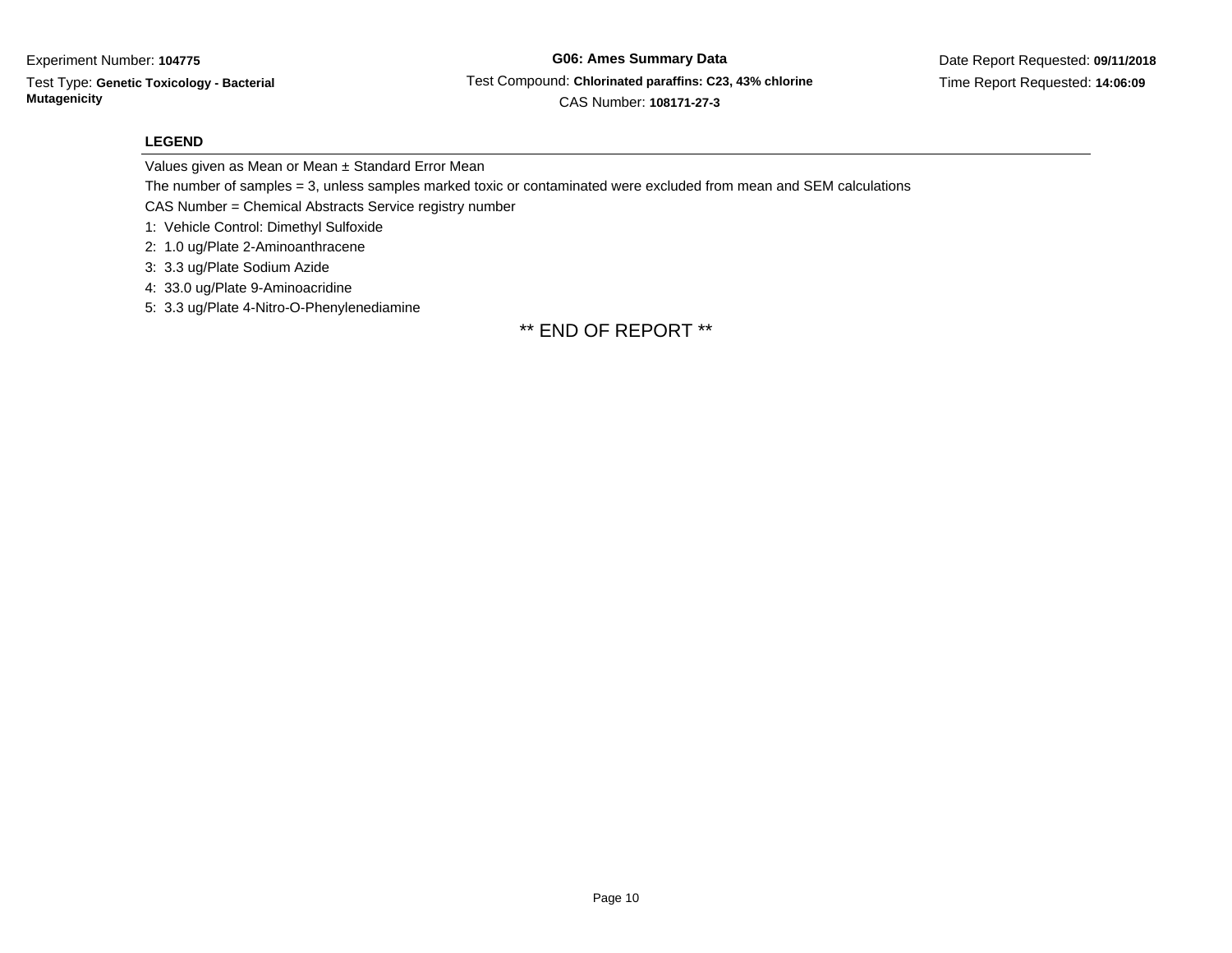### LEGEND

Values given as Mean or Mean ± Standard Error Mean

The number of samples = 3, unless samples marked toxic or contaminated were excluded from mean and SEM calculations

CAS Number = Chemical Abstracts Service registry number

1: Vehicle Control: Dimethyl Sulfoxide

2: 1.0 ug/Plate 2-Aminoanthracene

3: 3.3 ug/Plate Sodium Azide

4: 33.0 ug/Plate 9-Aminoacridine

5: 3.3 ug/Plate 4-Nitro-O-Phenylenediamine

** END OF REPORT **